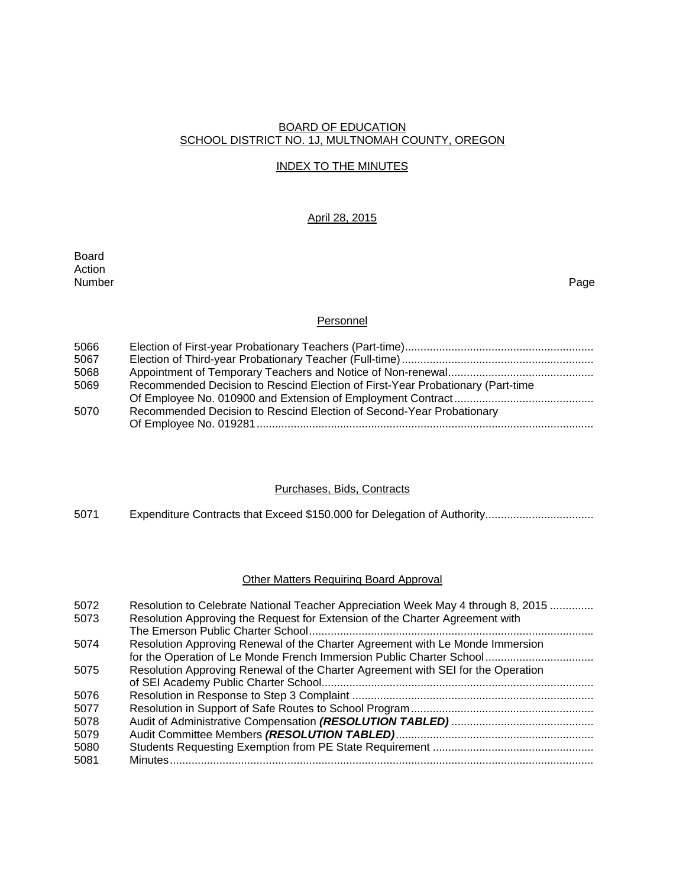BOARD OF EDUCATION
SCHOOL DISTRICT NO. 1J, MULTNOMAH COUNTY, OREGON

INDEX TO THE MINUTES

April 28, 2015

| Board Action Number | | Page |
|---|---|---|

## Personnel

| | | |
|---|---|---|
| 5066 | Election of First-year Probationary Teachers (Part-time) | |
| 5067 | Election of Third-year Probationary Teacher (Full-time) | |
| 5068 | Appointment of Temporary Teachers and Notice of Non-renewal | |
| 5069 | Recommended Decision to Rescind Election of First-Year Probationary (Part-time Of Employee No. 010900 and Extension of Employment Contract | |
| 5070 | Recommended Decision to Rescind Election of Second-Year Probationary Of Employee No. 019281 | |

## Purchases, Bids, Contracts

| | | |
|---|---|---|
| 5071 | Expenditure Contracts that Exceed $150.000 for Delegation of Authority | |

## Other Matters Requiring Board Approval

| | | |
|---|---|---|
| 5072 | Resolution to Celebrate National Teacher Appreciation Week May 4 through 8, 2015 | |
| 5073 | Resolution Approving the Request for Extension of the Charter Agreement with The Emerson Public Charter School | |
| 5074 | Resolution Approving Renewal of the Charter Agreement with Le Monde Immersion for the Operation of Le Monde French Immersion Public Charter School | |
| 5075 | Resolution Approving Renewal of the Charter Agreement with SEI for the Operation of SEI Academy Public Charter School | |
| 5076 | Resolution in Response to Step 3 Complaint | |
| 5077 | Resolution in Support of Safe Routes to School Program | |
| 5078 | Audit of Administrative Compensation ***(RESOLUTION TABLED)*** | |
| 5079 | Audit Committee Members ***(RESOLUTION TABLED)*** | |
| 5080 | Students Requesting Exemption from PE State Requirement | |
| 5081 | Minutes | |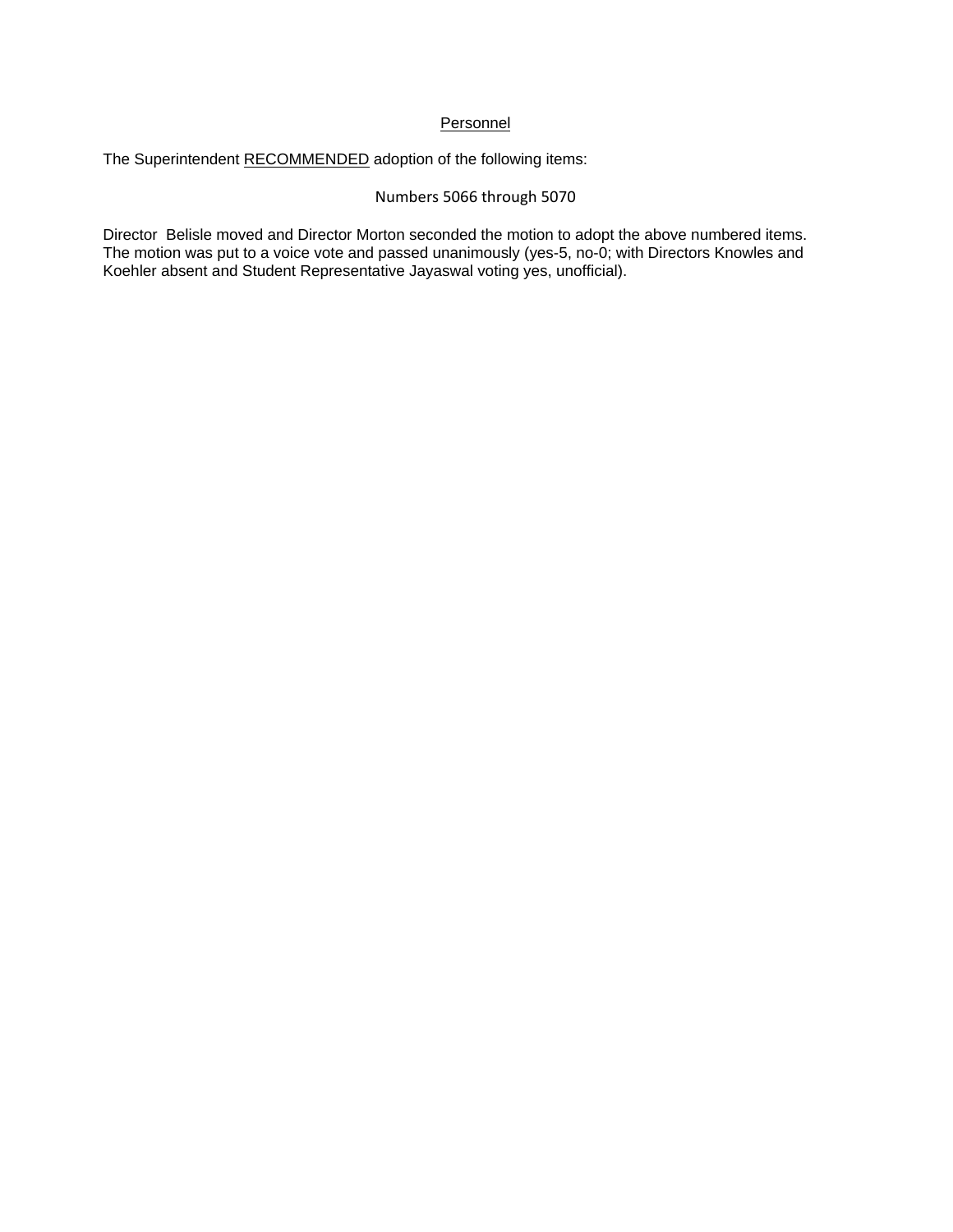## Personnel

The Superintendent RECOMMENDED adoption of the following items:

Numbers 5066 through 5070

Director Belisle moved and Director Morton seconded the motion to adopt the above numbered items. The motion was put to a voice vote and passed unanimously (yes-5, no-0; with Directors Knowles and Koehler absent and Student Representative Jayaswal voting yes, unofficial).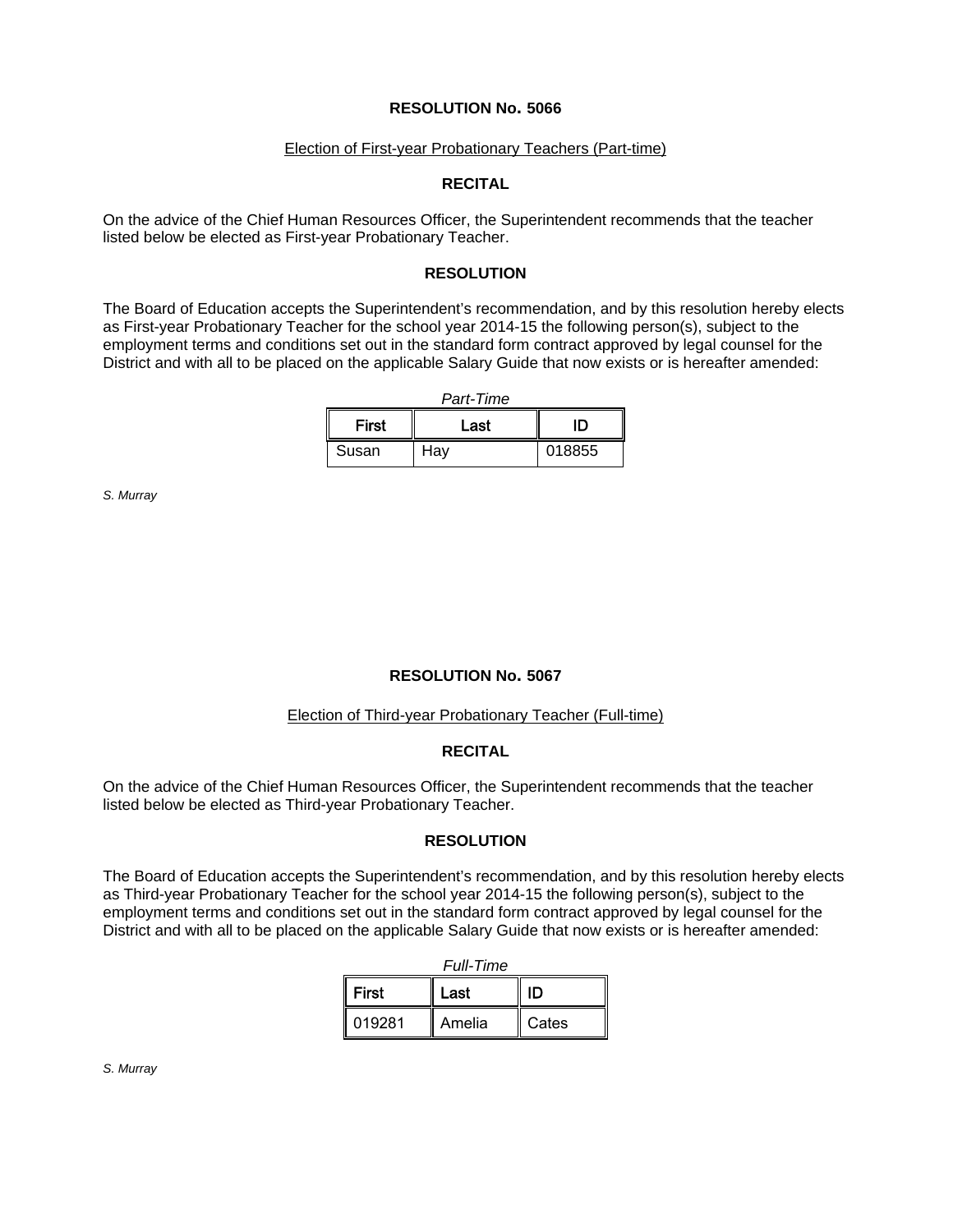**RESOLUTION No. 5066**

Election of First-year Probationary Teachers (Part-time)

**RECITAL**

On the advice of the Chief Human Resources Officer, the Superintendent recommends that the teacher listed below be elected as First-year Probationary Teacher.

**RESOLUTION**

The Board of Education accepts the Superintendent's recommendation, and by this resolution hereby elects as First-year Probationary Teacher for the school year 2014-15 the following person(s), subject to the employment terms and conditions set out in the standard form contract approved by legal counsel for the District and with all to be placed on the applicable Salary Guide that now exists or is hereafter amended:

*Part-Time*

| First | Last | ID |
|---|---|---|
| Susan | Hay | 018855 |

*S. Murray*

**RESOLUTION No. 5067**

Election of Third-year Probationary Teacher (Full-time)

**RECITAL**

On the advice of the Chief Human Resources Officer, the Superintendent recommends that the teacher listed below be elected as Third-year Probationary Teacher.

**RESOLUTION**

The Board of Education accepts the Superintendent's recommendation, and by this resolution hereby elects as Third-year Probationary Teacher for the school year 2014-15 the following person(s), subject to the employment terms and conditions set out in the standard form contract approved by legal counsel for the District and with all to be placed on the applicable Salary Guide that now exists or is hereafter amended:

*Full-Time*

| First | Last | ID |
|---|---|---|
| 019281 | Amelia | Cates |

*S. Murray*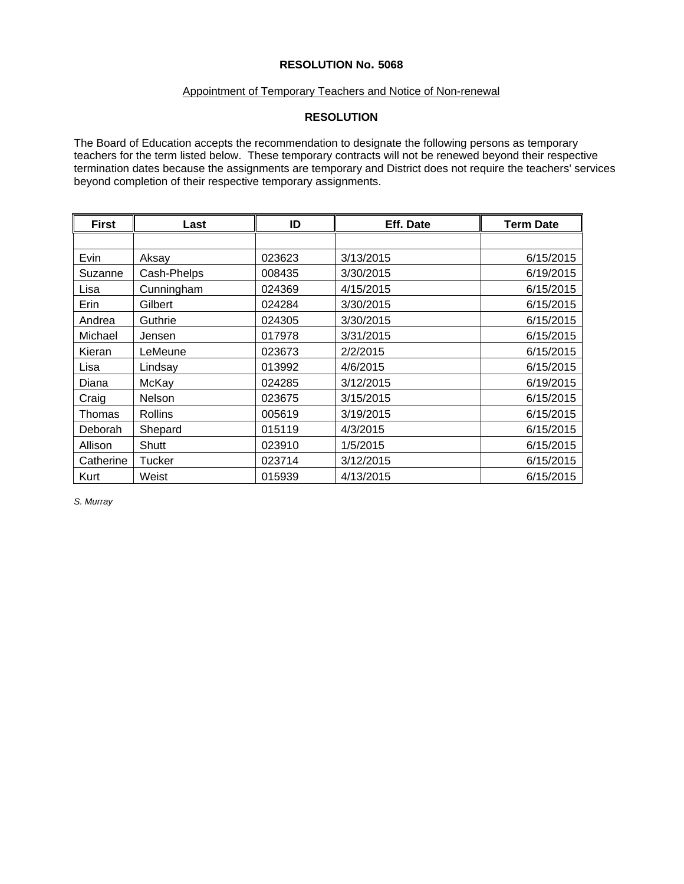**RESOLUTION No. 5068**

Appointment of Temporary Teachers and Notice of Non-renewal

**RESOLUTION**

The Board of Education accepts the recommendation to designate the following persons as temporary teachers for the term listed below. These temporary contracts will not be renewed beyond their respective termination dates because the assignments are temporary and District does not require the teachers' services beyond completion of their respective temporary assignments.

| First | Last | ID | Eff. Date | Term Date |
|---|---|---|---|---|
| | | | | |
| Evin | Aksay | 023623 | 3/13/2015 | 6/15/2015 |
| Suzanne | Cash-Phelps | 008435 | 3/30/2015 | 6/19/2015 |
| Lisa | Cunningham | 024369 | 4/15/2015 | 6/15/2015 |
| Erin | Gilbert | 024284 | 3/30/2015 | 6/15/2015 |
| Andrea | Guthrie | 024305 | 3/30/2015 | 6/15/2015 |
| Michael | Jensen | 017978 | 3/31/2015 | 6/15/2015 |
| Kieran | LeMeune | 023673 | 2/2/2015 | 6/15/2015 |
| Lisa | Lindsay | 013992 | 4/6/2015 | 6/15/2015 |
| Diana | McKay | 024285 | 3/12/2015 | 6/19/2015 |
| Craig | Nelson | 023675 | 3/15/2015 | 6/15/2015 |
| Thomas | Rollins | 005619 | 3/19/2015 | 6/15/2015 |
| Deborah | Shepard | 015119 | 4/3/2015 | 6/15/2015 |
| Allison | Shutt | 023910 | 1/5/2015 | 6/15/2015 |
| Catherine | Tucker | 023714 | 3/12/2015 | 6/15/2015 |
| Kurt | Weist | 015939 | 4/13/2015 | 6/15/2015 |

*S. Murray*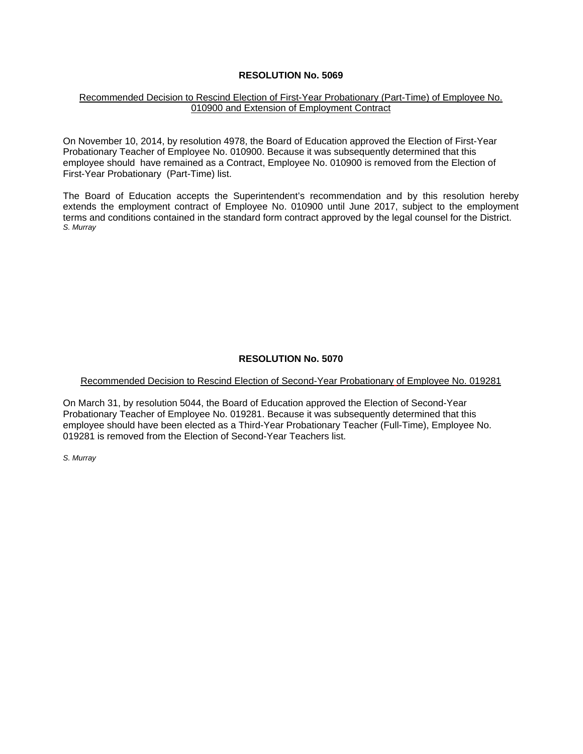**RESOLUTION No. 5069**

Recommended Decision to Rescind Election of First-Year Probationary (Part-Time) of Employee No. 010900 and Extension of Employment Contract

On November 10, 2014, by resolution 4978, the Board of Education approved the Election of First-Year Probationary Teacher of Employee No. 010900. Because it was subsequently determined that this employee should have remained as a Contract, Employee No. 010900 is removed from the Election of First-Year Probationary (Part-Time) list.

The Board of Education accepts the Superintendent's recommendation and by this resolution hereby extends the employment contract of Employee No. 010900 until June 2017, subject to the employment terms and conditions contained in the standard form contract approved by the legal counsel for the District.
*S. Murray*

**RESOLUTION No. 5070**

Recommended Decision to Rescind Election of Second-Year Probationary of Employee No. 019281

On March 31, by resolution 5044, the Board of Education approved the Election of Second-Year Probationary Teacher of Employee No. 019281. Because it was subsequently determined that this employee should have been elected as a Third-Year Probationary Teacher (Full-Time), Employee No. 019281 is removed from the Election of Second-Year Teachers list.

*S. Murray*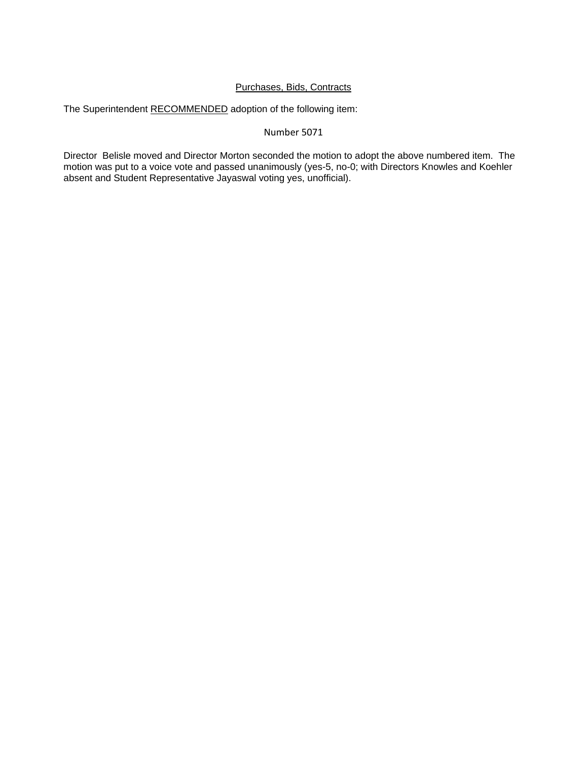<u>Purchases, Bids, Contracts</u>

The Superintendent <u>RECOMMENDED</u> adoption of the following item:

Number 5071

Director Belisle moved and Director Morton seconded the motion to adopt the above numbered item. The motion was put to a voice vote and passed unanimously (yes-5, no-0; with Directors Knowles and Koehler absent and Student Representative Jayaswal voting yes, unofficial).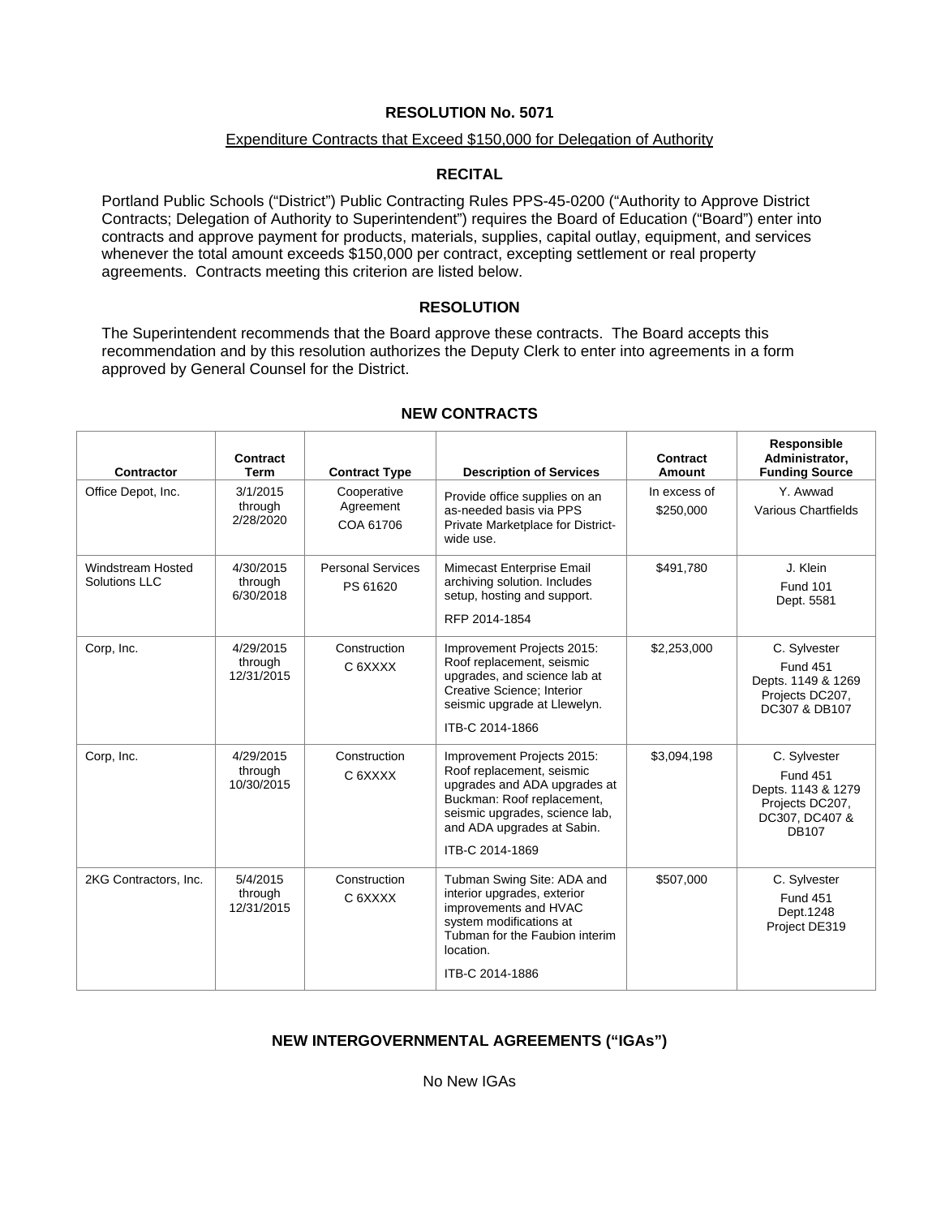## RESOLUTION No. 5071

Expenditure Contracts that Exceed $150,000 for Delegation of Authority

### RECITAL

Portland Public Schools ("District") Public Contracting Rules PPS-45-0200 ("Authority to Approve District Contracts; Delegation of Authority to Superintendent") requires the Board of Education ("Board") enter into contracts and approve payment for products, materials, supplies, capital outlay, equipment, and services whenever the total amount exceeds $150,000 per contract, excepting settlement or real property agreements. Contracts meeting this criterion are listed below.

### RESOLUTION

The Superintendent recommends that the Board approve these contracts. The Board accepts this recommendation and by this resolution authorizes the Deputy Clerk to enter into agreements in a form approved by General Counsel for the District.

### NEW CONTRACTS

| Contractor | Contract Term | Contract Type | Description of Services | Contract Amount | Responsible Administrator, Funding Source |
|---|---|---|---|---|---|
| Office Depot, Inc. | 3/1/2015 through 2/28/2020 | Cooperative Agreement COA 61706 | Provide office supplies on an as-needed basis via PPS Private Marketplace for District-wide use. | In excess of $250,000 | Y. Awwad Various Chartfields |
| Windstream Hosted Solutions LLC | 4/30/2015 through 6/30/2018 | Personal Services PS 61620 | Mimecast Enterprise Email archiving solution. Includes setup, hosting and support. RFP 2014-1854 | $491,780 | J. Klein Fund 101 Dept. 5581 |
| Corp, Inc. | 4/29/2015 through 12/31/2015 | Construction C 6XXXX | Improvement Projects 2015: Roof replacement, seismic upgrades, and science lab at Creative Science; Interior seismic upgrade at Llewelyn. ITB-C 2014-1866 | $2,253,000 | C. Sylvester Fund 451 Depts. 1149 & 1269 Projects DC207, DC307 & DB107 |
| Corp, Inc. | 4/29/2015 through 10/30/2015 | Construction C 6XXXX | Improvement Projects 2015: Roof replacement, seismic upgrades and ADA upgrades at Buckman: Roof replacement, seismic upgrades, science lab, and ADA upgrades at Sabin. ITB-C 2014-1869 | $3,094,198 | C. Sylvester Fund 451 Depts. 1143 & 1279 Projects DC207, DC307, DC407 & DB107 |
| 2KG Contractors, Inc. | 5/4/2015 through 12/31/2015 | Construction C 6XXXX | Tubman Swing Site: ADA and interior upgrades, exterior improvements and HVAC system modifications at Tubman for the Faubion interim location. ITB-C 2014-1886 | $507,000 | C. Sylvester Fund 451 Dept.1248 Project DE319 |

### NEW INTERGOVERNMENTAL AGREEMENTS ("IGAs")

No New IGAs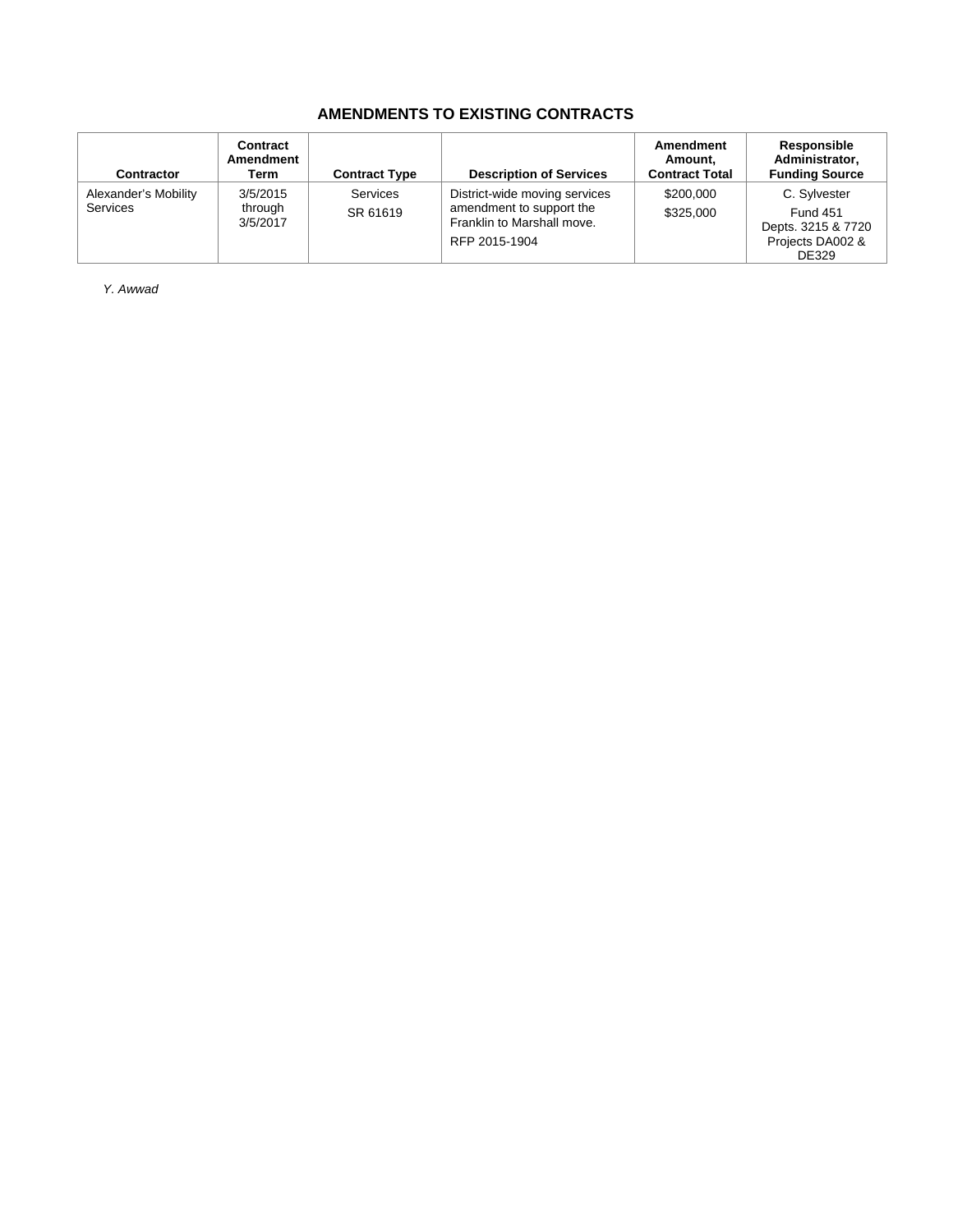## AMENDMENTS TO EXISTING CONTRACTS

| Contractor | Contract Amendment Term | Contract Type | Description of Services | Amendment Amount, Contract Total | Responsible Administrator, Funding Source |
|---|---|---|---|---|---|
| Alexander's Mobility Services | 3/5/2015 through 3/5/2017 | Services<br>SR 61619 | District-wide moving services amendment to support the Franklin to Marshall move.<br>RFP 2015-1904 | $200,000<br>$325,000 | C. Sylvester<br>Fund 451<br>Depts. 3215 & 7720<br>Projects DA002 & DE329 |

*Y. Awwad*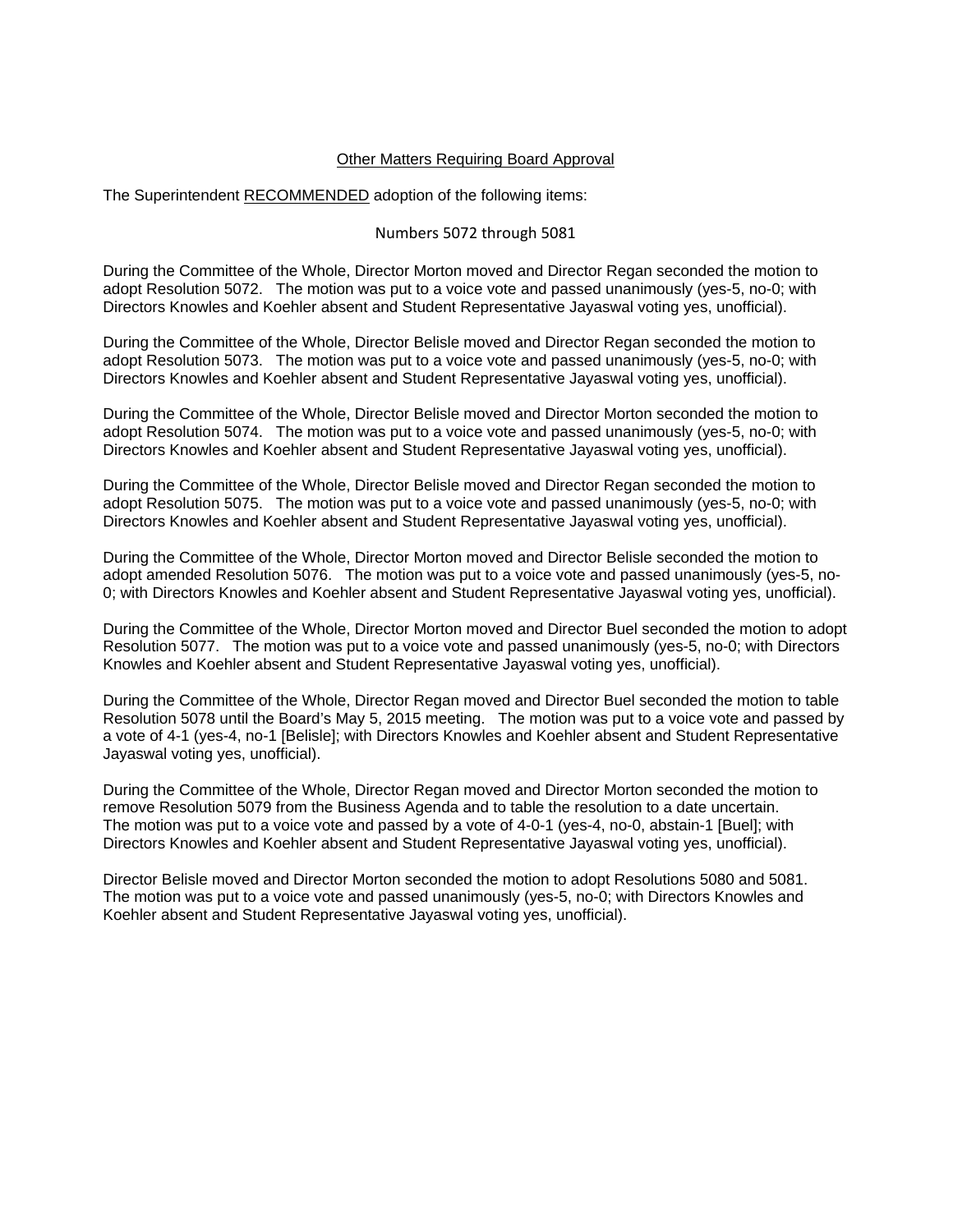## Other Matters Requiring Board Approval

The Superintendent RECOMMENDED adoption of the following items:

Numbers 5072 through 5081

During the Committee of the Whole, Director Morton moved and Director Regan seconded the motion to adopt Resolution 5072. The motion was put to a voice vote and passed unanimously (yes-5, no-0; with Directors Knowles and Koehler absent and Student Representative Jayaswal voting yes, unofficial).

During the Committee of the Whole, Director Belisle moved and Director Regan seconded the motion to adopt Resolution 5073. The motion was put to a voice vote and passed unanimously (yes-5, no-0; with Directors Knowles and Koehler absent and Student Representative Jayaswal voting yes, unofficial).

During the Committee of the Whole, Director Belisle moved and Director Morton seconded the motion to adopt Resolution 5074. The motion was put to a voice vote and passed unanimously (yes-5, no-0; with Directors Knowles and Koehler absent and Student Representative Jayaswal voting yes, unofficial).

During the Committee of the Whole, Director Belisle moved and Director Regan seconded the motion to adopt Resolution 5075. The motion was put to a voice vote and passed unanimously (yes-5, no-0; with Directors Knowles and Koehler absent and Student Representative Jayaswal voting yes, unofficial).

During the Committee of the Whole, Director Morton moved and Director Belisle seconded the motion to adopt amended Resolution 5076. The motion was put to a voice vote and passed unanimously (yes-5, no-0; with Directors Knowles and Koehler absent and Student Representative Jayaswal voting yes, unofficial).

During the Committee of the Whole, Director Morton moved and Director Buel seconded the motion to adopt Resolution 5077. The motion was put to a voice vote and passed unanimously (yes-5, no-0; with Directors Knowles and Koehler absent and Student Representative Jayaswal voting yes, unofficial).

During the Committee of the Whole, Director Regan moved and Director Buel seconded the motion to table Resolution 5078 until the Board's May 5, 2015 meeting. The motion was put to a voice vote and passed by a vote of 4-1 (yes-4, no-1 [Belisle]; with Directors Knowles and Koehler absent and Student Representative Jayaswal voting yes, unofficial).

During the Committee of the Whole, Director Regan moved and Director Morton seconded the motion to remove Resolution 5079 from the Business Agenda and to table the resolution to a date uncertain. The motion was put to a voice vote and passed by a vote of 4-0-1 (yes-4, no-0, abstain-1 [Buel]; with Directors Knowles and Koehler absent and Student Representative Jayaswal voting yes, unofficial).

Director Belisle moved and Director Morton seconded the motion to adopt Resolutions 5080 and 5081. The motion was put to a voice vote and passed unanimously (yes-5, no-0; with Directors Knowles and Koehler absent and Student Representative Jayaswal voting yes, unofficial).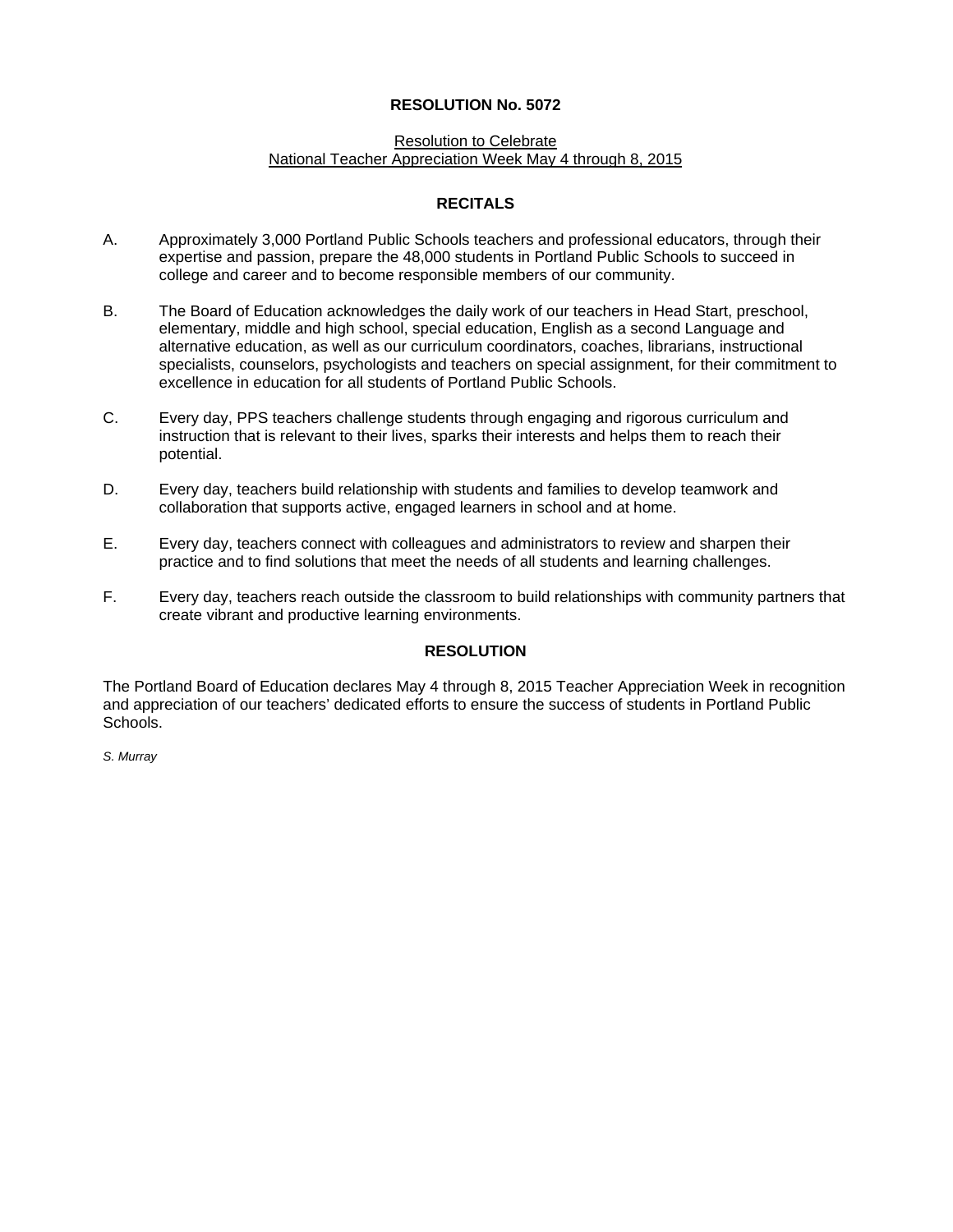**RESOLUTION No. 5072**

Resolution to Celebrate
National Teacher Appreciation Week May 4 through 8, 2015

**RECITALS**

A. Approximately 3,000 Portland Public Schools teachers and professional educators, through their expertise and passion, prepare the 48,000 students in Portland Public Schools to succeed in college and career and to become responsible members of our community.

B. The Board of Education acknowledges the daily work of our teachers in Head Start, preschool, elementary, middle and high school, special education, English as a second Language and alternative education, as well as our curriculum coordinators, coaches, librarians, instructional specialists, counselors, psychologists and teachers on special assignment, for their commitment to excellence in education for all students of Portland Public Schools.

C. Every day, PPS teachers challenge students through engaging and rigorous curriculum and instruction that is relevant to their lives, sparks their interests and helps them to reach their potential.

D. Every day, teachers build relationship with students and families to develop teamwork and collaboration that supports active, engaged learners in school and at home.

E. Every day, teachers connect with colleagues and administrators to review and sharpen their practice and to find solutions that meet the needs of all students and learning challenges.

F. Every day, teachers reach outside the classroom to build relationships with community partners that create vibrant and productive learning environments.

**RESOLUTION**

The Portland Board of Education declares May 4 through 8, 2015 Teacher Appreciation Week in recognition and appreciation of our teachers' dedicated efforts to ensure the success of students in Portland Public Schools.

*S. Murray*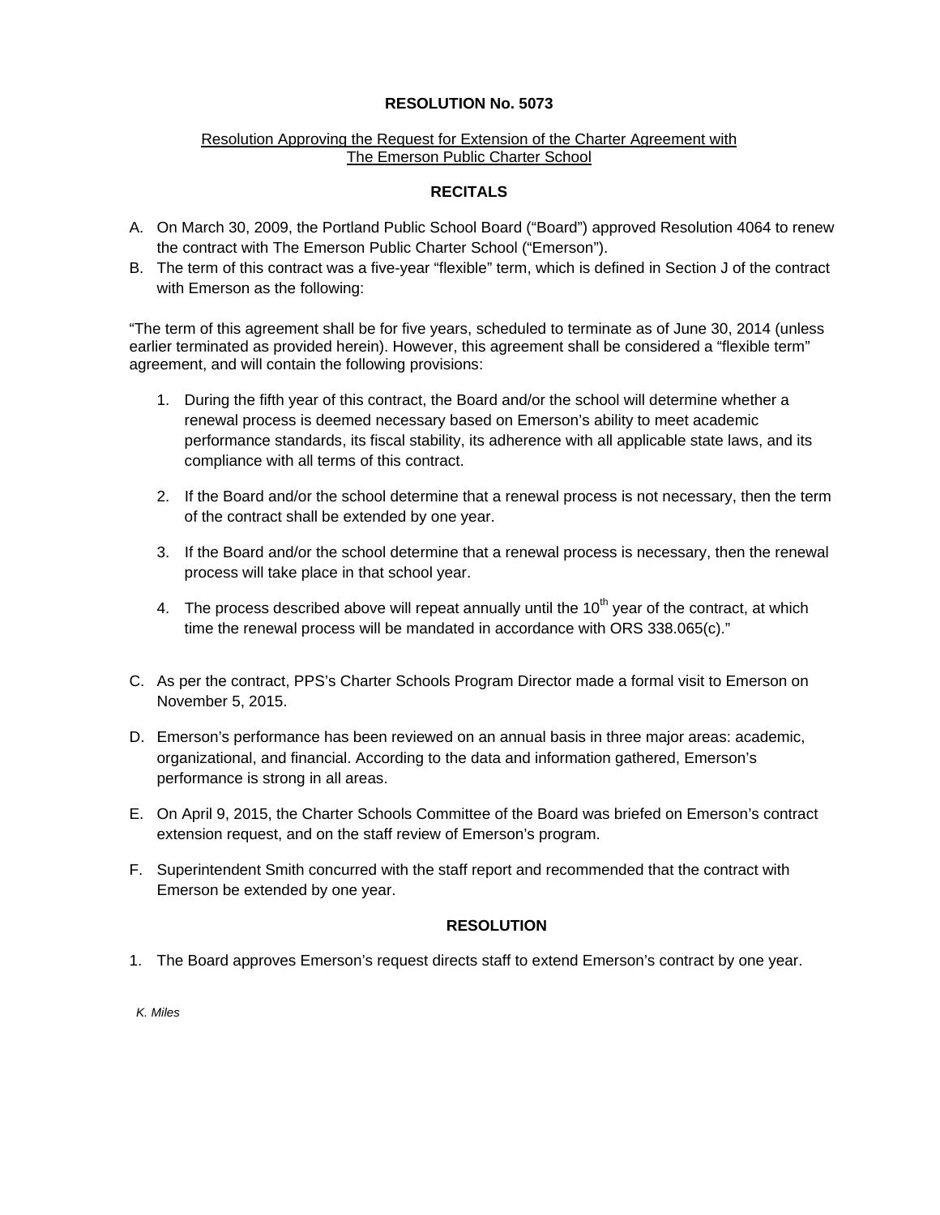**RESOLUTION No. 5073**

Resolution Approving the Request for Extension of the Charter Agreement with The Emerson Public Charter School

**RECITALS**

A. On March 30, 2009, the Portland Public School Board ("Board") approved Resolution 4064 to renew the contract with The Emerson Public Charter School ("Emerson").

B. The term of this contract was a five-year "flexible" term, which is defined in Section J of the contract with Emerson as the following:

"The term of this agreement shall be for five years, scheduled to terminate as of June 30, 2014 (unless earlier terminated as provided herein). However, this agreement shall be considered a "flexible term" agreement, and will contain the following provisions:

1. During the fifth year of this contract, the Board and/or the school will determine whether a renewal process is deemed necessary based on Emerson's ability to meet academic performance standards, its fiscal stability, its adherence with all applicable state laws, and its compliance with all terms of this contract.

2. If the Board and/or the school determine that a renewal process is not necessary, then the term of the contract shall be extended by one year.

3. If the Board and/or the school determine that a renewal process is necessary, then the renewal process will take place in that school year.

4. The process described above will repeat annually until the 10th year of the contract, at which time the renewal process will be mandated in accordance with ORS 338.065(c)."

C. As per the contract, PPS's Charter Schools Program Director made a formal visit to Emerson on November 5, 2015.

D. Emerson's performance has been reviewed on an annual basis in three major areas: academic, organizational, and financial. According to the data and information gathered, Emerson's performance is strong in all areas.

E. On April 9, 2015, the Charter Schools Committee of the Board was briefed on Emerson's contract extension request, and on the staff review of Emerson's program.

F. Superintendent Smith concurred with the staff report and recommended that the contract with Emerson be extended by one year.

**RESOLUTION**

1. The Board approves Emerson's request directs staff to extend Emerson's contract by one year.

*K. Miles*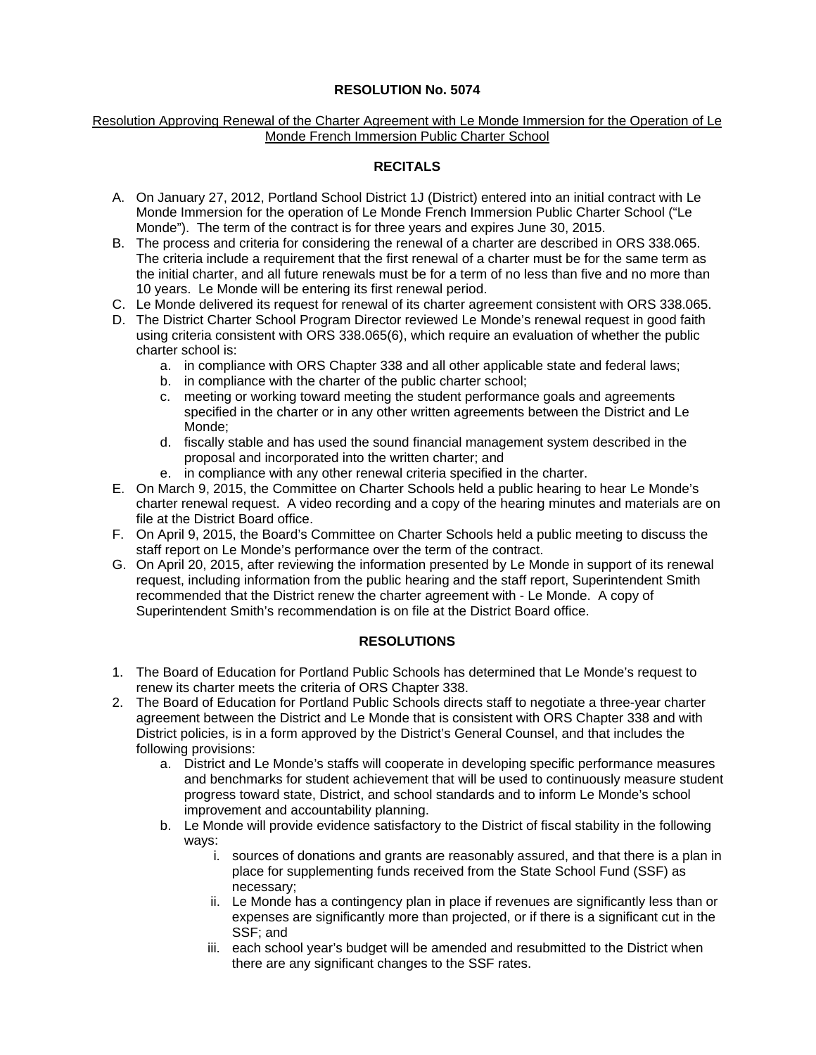**RESOLUTION No. 5074**

Resolution Approving Renewal of the Charter Agreement with Le Monde Immersion for the Operation of Le Monde French Immersion Public Charter School

**RECITALS**

A. On January 27, 2012, Portland School District 1J (District) entered into an initial contract with Le Monde Immersion for the operation of Le Monde French Immersion Public Charter School ("Le Monde"). The term of the contract is for three years and expires June 30, 2015.
B. The process and criteria for considering the renewal of a charter are described in ORS 338.065. The criteria include a requirement that the first renewal of a charter must be for the same term as the initial charter, and all future renewals must be for a term of no less than five and no more than 10 years. Le Monde will be entering its first renewal period.
C. Le Monde delivered its request for renewal of its charter agreement consistent with ORS 338.065.
D. The District Charter School Program Director reviewed Le Monde's renewal request in good faith using criteria consistent with ORS 338.065(6), which require an evaluation of whether the public charter school is:
   a. in compliance with ORS Chapter 338 and all other applicable state and federal laws;
   b. in compliance with the charter of the public charter school;
   c. meeting or working toward meeting the student performance goals and agreements specified in the charter or in any other written agreements between the District and Le Monde;
   d. fiscally stable and has used the sound financial management system described in the proposal and incorporated into the written charter; and
   e. in compliance with any other renewal criteria specified in the charter.
E. On March 9, 2015, the Committee on Charter Schools held a public hearing to hear Le Monde's charter renewal request. A video recording and a copy of the hearing minutes and materials are on file at the District Board office.
F. On April 9, 2015, the Board's Committee on Charter Schools held a public meeting to discuss the staff report on Le Monde's performance over the term of the contract.
G. On April 20, 2015, after reviewing the information presented by Le Monde in support of its renewal request, including information from the public hearing and the staff report, Superintendent Smith recommended that the District renew the charter agreement with - Le Monde. A copy of Superintendent Smith's recommendation is on file at the District Board office.

**RESOLUTIONS**

1. The Board of Education for Portland Public Schools has determined that Le Monde's request to renew its charter meets the criteria of ORS Chapter 338.
2. The Board of Education for Portland Public Schools directs staff to negotiate a three-year charter agreement between the District and Le Monde that is consistent with ORS Chapter 338 and with District policies, is in a form approved by the District's General Counsel, and that includes the following provisions:
   a. District and Le Monde's staffs will cooperate in developing specific performance measures and benchmarks for student achievement that will be used to continuously measure student progress toward state, District, and school standards and to inform Le Monde's school improvement and accountability planning.
   b. Le Monde will provide evidence satisfactory to the District of fiscal stability in the following ways:
      i. sources of donations and grants are reasonably assured, and that there is a plan in place for supplementing funds received from the State School Fund (SSF) as necessary;
      ii. Le Monde has a contingency plan in place if revenues are significantly less than or expenses are significantly more than projected, or if there is a significant cut in the SSF; and
      iii. each school year's budget will be amended and resubmitted to the District when there are any significant changes to the SSF rates.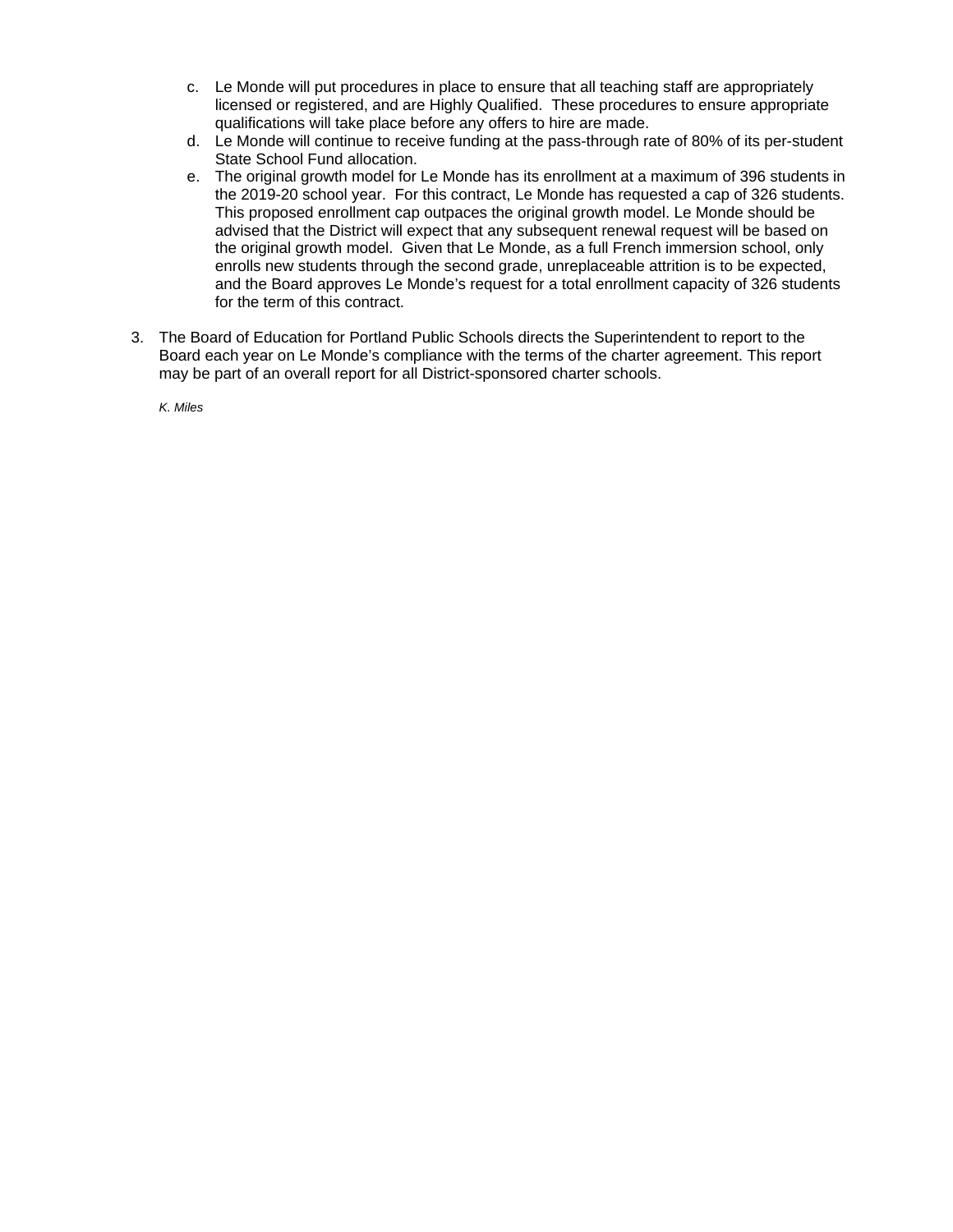c. Le Monde will put procedures in place to ensure that all teaching staff are appropriately licensed or registered, and are Highly Qualified. These procedures to ensure appropriate qualifications will take place before any offers to hire are made.

d. Le Monde will continue to receive funding at the pass-through rate of 80% of its per-student State School Fund allocation.

e. The original growth model for Le Monde has its enrollment at a maximum of 396 students in the 2019-20 school year. For this contract, Le Monde has requested a cap of 326 students. This proposed enrollment cap outpaces the original growth model. Le Monde should be advised that the District will expect that any subsequent renewal request will be based on the original growth model. Given that Le Monde, as a full French immersion school, only enrolls new students through the second grade, unreplaceable attrition is to be expected, and the Board approves Le Monde's request for a total enrollment capacity of 326 students for the term of this contract.

3. The Board of Education for Portland Public Schools directs the Superintendent to report to the Board each year on Le Monde's compliance with the terms of the charter agreement. This report may be part of an overall report for all District-sponsored charter schools.

*K. Miles*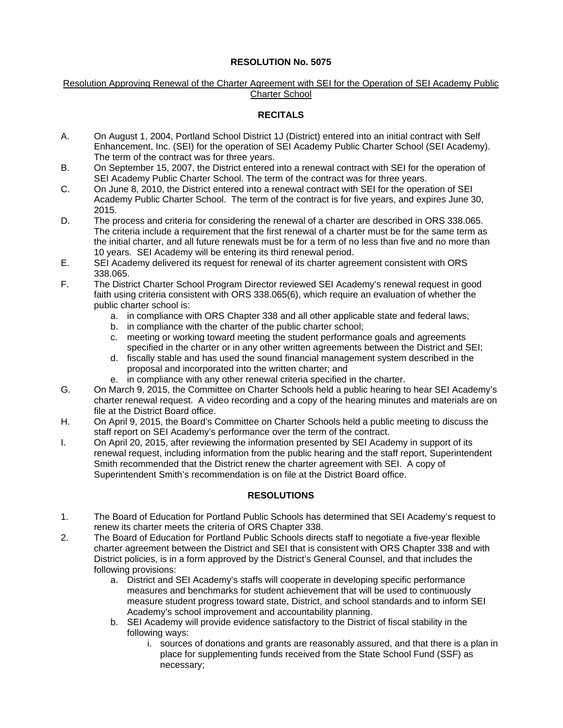**RESOLUTION No. 5075**

Resolution Approving Renewal of the Charter Agreement with SEI for the Operation of SEI Academy Public Charter School

**RECITALS**

A. On August 1, 2004, Portland School District 1J (District) entered into an initial contract with Self Enhancement, Inc. (SEI) for the operation of SEI Academy Public Charter School (SEI Academy). The term of the contract was for three years.

B. On September 15, 2007, the District entered into a renewal contract with SEI for the operation of SEI Academy Public Charter School. The term of the contract was for three years.

C. On June 8, 2010, the District entered into a renewal contract with SEI for the operation of SEI Academy Public Charter School. The term of the contract is for five years, and expires June 30, 2015.

D. The process and criteria for considering the renewal of a charter are described in ORS 338.065. The criteria include a requirement that the first renewal of a charter must be for the same term as the initial charter, and all future renewals must be for a term of no less than five and no more than 10 years. SEI Academy will be entering its third renewal period.

E. SEI Academy delivered its request for renewal of its charter agreement consistent with ORS 338.065.

F. The District Charter School Program Director reviewed SEI Academy's renewal request in good faith using criteria consistent with ORS 338.065(6), which require an evaluation of whether the public charter school is:
   a. in compliance with ORS Chapter 338 and all other applicable state and federal laws;
   b. in compliance with the charter of the public charter school;
   c. meeting or working toward meeting the student performance goals and agreements specified in the charter or in any other written agreements between the District and SEI;
   d. fiscally stable and has used the sound financial management system described in the proposal and incorporated into the written charter; and
   e. in compliance with any other renewal criteria specified in the charter.

G. On March 9, 2015, the Committee on Charter Schools held a public hearing to hear SEI Academy's charter renewal request. A video recording and a copy of the hearing minutes and materials are on file at the District Board office.

H. On April 9, 2015, the Board's Committee on Charter Schools held a public meeting to discuss the staff report on SEI Academy's performance over the term of the contract.

I. On April 20, 2015, after reviewing the information presented by SEI Academy in support of its renewal request, including information from the public hearing and the staff report, Superintendent Smith recommended that the District renew the charter agreement with SEI. A copy of Superintendent Smith's recommendation is on file at the District Board office.

**RESOLUTIONS**

1. The Board of Education for Portland Public Schools has determined that SEI Academy's request to renew its charter meets the criteria of ORS Chapter 338.

2. The Board of Education for Portland Public Schools directs staff to negotiate a five-year flexible charter agreement between the District and SEI that is consistent with ORS Chapter 338 and with District policies, is in a form approved by the District's General Counsel, and that includes the following provisions:
   a. District and SEI Academy's staffs will cooperate in developing specific performance measures and benchmarks for student achievement that will be used to continuously measure student progress toward state, District, and school standards and to inform SEI Academy's school improvement and accountability planning.
   b. SEI Academy will provide evidence satisfactory to the District of fiscal stability in the following ways:
      i. sources of donations and grants are reasonably assured, and that there is a plan in place for supplementing funds received from the State School Fund (SSF) as necessary;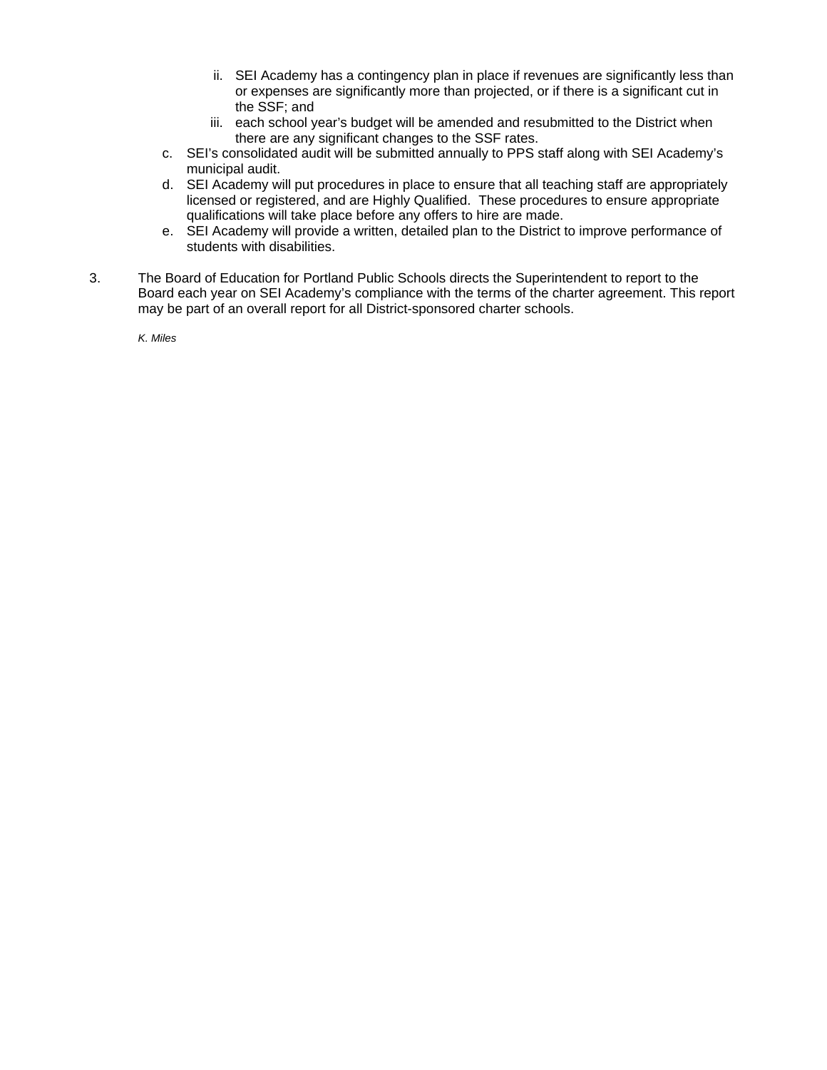ii. SEI Academy has a contingency plan in place if revenues are significantly less than or expenses are significantly more than projected, or if there is a significant cut in the SSF; and
   iii. each school year's budget will be amended and resubmitted to the District when there are any significant changes to the SSF rates.

c. SEI's consolidated audit will be submitted annually to PPS staff along with SEI Academy's municipal audit.
d. SEI Academy will put procedures in place to ensure that all teaching staff are appropriately licensed or registered, and are Highly Qualified. These procedures to ensure appropriate qualifications will take place before any offers to hire are made.
e. SEI Academy will provide a written, detailed plan to the District to improve performance of students with disabilities.

3. The Board of Education for Portland Public Schools directs the Superintendent to report to the Board each year on SEI Academy's compliance with the terms of the charter agreement. This report may be part of an overall report for all District-sponsored charter schools.

*K. Miles*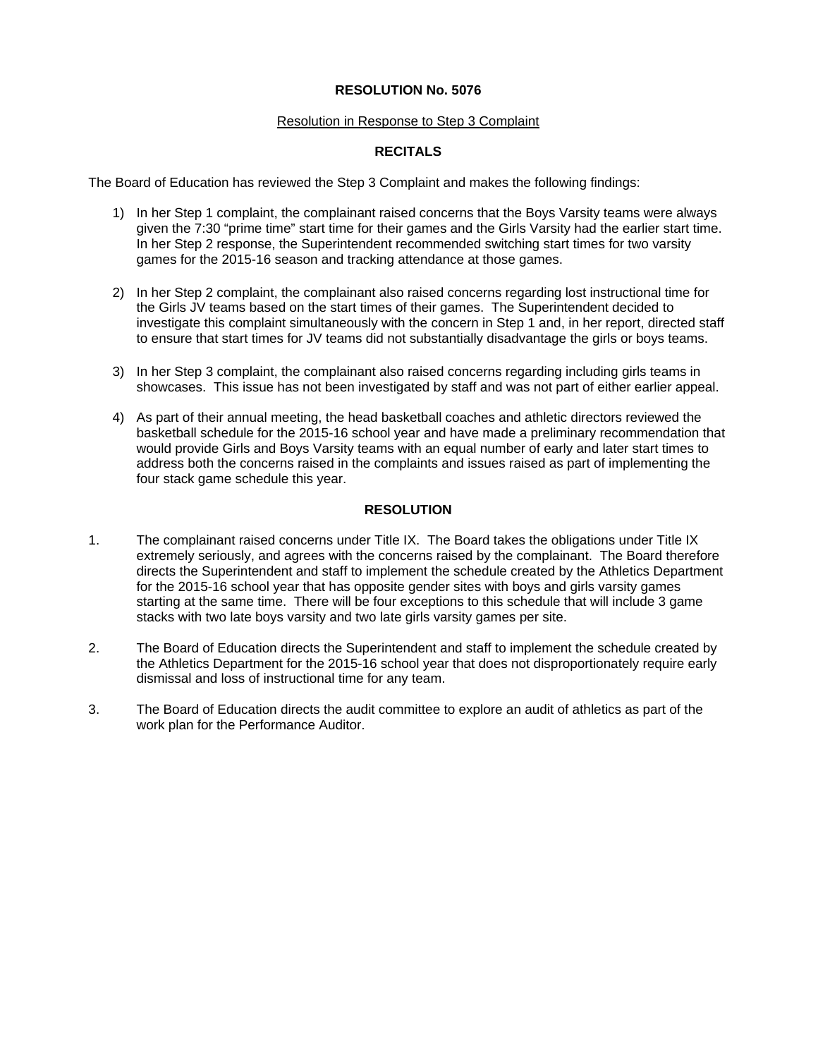**RESOLUTION No. 5076**

Resolution in Response to Step 3 Complaint

**RECITALS**

The Board of Education has reviewed the Step 3 Complaint and makes the following findings:

1) In her Step 1 complaint, the complainant raised concerns that the Boys Varsity teams were always given the 7:30 "prime time" start time for their games and the Girls Varsity had the earlier start time. In her Step 2 response, the Superintendent recommended switching start times for two varsity games for the 2015-16 season and tracking attendance at those games.

2) In her Step 2 complaint, the complainant also raised concerns regarding lost instructional time for the Girls JV teams based on the start times of their games. The Superintendent decided to investigate this complaint simultaneously with the concern in Step 1 and, in her report, directed staff to ensure that start times for JV teams did not substantially disadvantage the girls or boys teams.

3) In her Step 3 complaint, the complainant also raised concerns regarding including girls teams in showcases. This issue has not been investigated by staff and was not part of either earlier appeal.

4) As part of their annual meeting, the head basketball coaches and athletic directors reviewed the basketball schedule for the 2015-16 school year and have made a preliminary recommendation that would provide Girls and Boys Varsity teams with an equal number of early and later start times to address both the concerns raised in the complaints and issues raised as part of implementing the four stack game schedule this year.

**RESOLUTION**

1. The complainant raised concerns under Title IX. The Board takes the obligations under Title IX extremely seriously, and agrees with the concerns raised by the complainant. The Board therefore directs the Superintendent and staff to implement the schedule created by the Athletics Department for the 2015-16 school year that has opposite gender sites with boys and girls varsity games starting at the same time. There will be four exceptions to this schedule that will include 3 game stacks with two late boys varsity and two late girls varsity games per site.

2. The Board of Education directs the Superintendent and staff to implement the schedule created by the Athletics Department for the 2015-16 school year that does not disproportionately require early dismissal and loss of instructional time for any team.

3. The Board of Education directs the audit committee to explore an audit of athletics as part of the work plan for the Performance Auditor.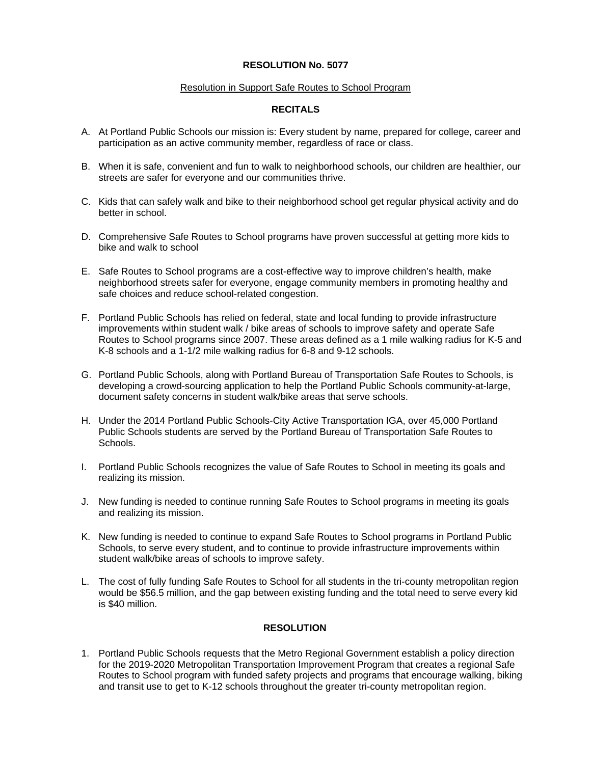**RESOLUTION No. 5077**

Resolution in Support Safe Routes to School Program

**RECITALS**

A. At Portland Public Schools our mission is: Every student by name, prepared for college, career and participation as an active community member, regardless of race or class.

B. When it is safe, convenient and fun to walk to neighborhood schools, our children are healthier, our streets are safer for everyone and our communities thrive.

C. Kids that can safely walk and bike to their neighborhood school get regular physical activity and do better in school.

D. Comprehensive Safe Routes to School programs have proven successful at getting more kids to bike and walk to school

E. Safe Routes to School programs are a cost-effective way to improve children's health, make neighborhood streets safer for everyone, engage community members in promoting healthy and safe choices and reduce school-related congestion.

F. Portland Public Schools has relied on federal, state and local funding to provide infrastructure improvements within student walk / bike areas of schools to improve safety and operate Safe Routes to School programs since 2007. These areas defined as a 1 mile walking radius for K-5 and K-8 schools and a 1-1/2 mile walking radius for 6-8 and 9-12 schools.

G. Portland Public Schools, along with Portland Bureau of Transportation Safe Routes to Schools, is developing a crowd-sourcing application to help the Portland Public Schools community-at-large, document safety concerns in student walk/bike areas that serve schools.

H. Under the 2014 Portland Public Schools-City Active Transportation IGA, over 45,000 Portland Public Schools students are served by the Portland Bureau of Transportation Safe Routes to Schools.

I. Portland Public Schools recognizes the value of Safe Routes to School in meeting its goals and realizing its mission.

J. New funding is needed to continue running Safe Routes to School programs in meeting its goals and realizing its mission.

K. New funding is needed to continue to expand Safe Routes to School programs in Portland Public Schools, to serve every student, and to continue to provide infrastructure improvements within student walk/bike areas of schools to improve safety.

L. The cost of fully funding Safe Routes to School for all students in the tri-county metropolitan region would be $56.5 million, and the gap between existing funding and the total need to serve every kid is $40 million.

**RESOLUTION**

1. Portland Public Schools requests that the Metro Regional Government establish a policy direction for the 2019-2020 Metropolitan Transportation Improvement Program that creates a regional Safe Routes to School program with funded safety projects and programs that encourage walking, biking and transit use to get to K-12 schools throughout the greater tri-county metropolitan region.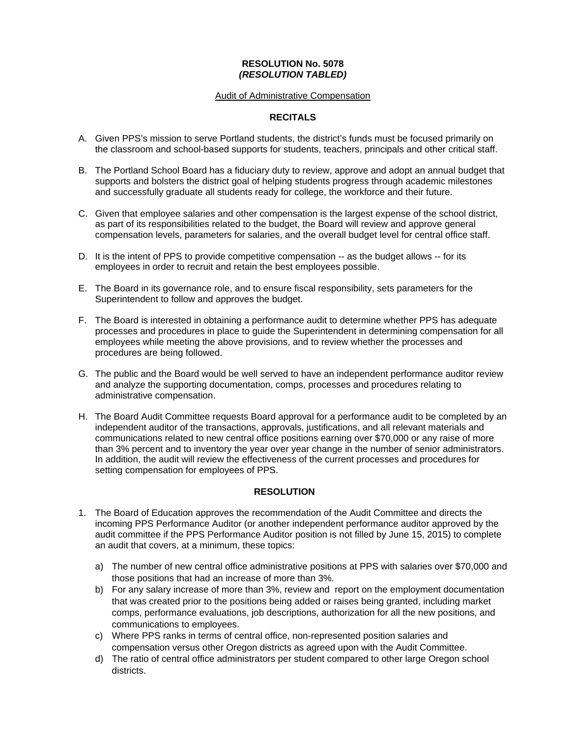# RESOLUTION No. 5078
## *(RESOLUTION TABLED)*

Audit of Administrative Compensation

## RECITALS

A. Given PPS's mission to serve Portland students, the district's funds must be focused primarily on the classroom and school-based supports for students, teachers, principals and other critical staff.

B. The Portland School Board has a fiduciary duty to review, approve and adopt an annual budget that supports and bolsters the district goal of helping students progress through academic milestones and successfully graduate all students ready for college, the workforce and their future.

C. Given that employee salaries and other compensation is the largest expense of the school district, as part of its responsibilities related to the budget, the Board will review and approve general compensation levels, parameters for salaries, and the overall budget level for central office staff.

D. It is the intent of PPS to provide competitive compensation -- as the budget allows -- for its employees in order to recruit and retain the best employees possible.

E. The Board in its governance role, and to ensure fiscal responsibility, sets parameters for the Superintendent to follow and approves the budget.

F. The Board is interested in obtaining a performance audit to determine whether PPS has adequate processes and procedures in place to guide the Superintendent in determining compensation for all employees while meeting the above provisions, and to review whether the processes and procedures are being followed.

G. The public and the Board would be well served to have an independent performance auditor review and analyze the supporting documentation, comps, processes and procedures relating to administrative compensation.

H. The Board Audit Committee requests Board approval for a performance audit to be completed by an independent auditor of the transactions, approvals, justifications, and all relevant materials and communications related to new central office positions earning over $70,000 or any raise of more than 3% percent and to inventory the year over year change in the number of senior administrators. In addition, the audit will review the effectiveness of the current processes and procedures for setting compensation for employees of PPS.

## RESOLUTION

1. The Board of Education approves the recommendation of the Audit Committee and directs the incoming PPS Performance Auditor (or another independent performance auditor approved by the audit committee if the PPS Performance Auditor position is not filled by June 15, 2015) to complete an audit that covers, at a minimum, these topics:

   a) The number of new central office administrative positions at PPS with salaries over $70,000 and those positions that had an increase of more than 3%.
   b) For any salary increase of more than 3%, review and report on the employment documentation that was created prior to the positions being added or raises being granted, including market comps, performance evaluations, job descriptions, authorization for all the new positions, and communications to employees.
   c) Where PPS ranks in terms of central office, non-represented position salaries and compensation versus other Oregon districts as agreed upon with the Audit Committee.
   d) The ratio of central office administrators per student compared to other large Oregon school districts.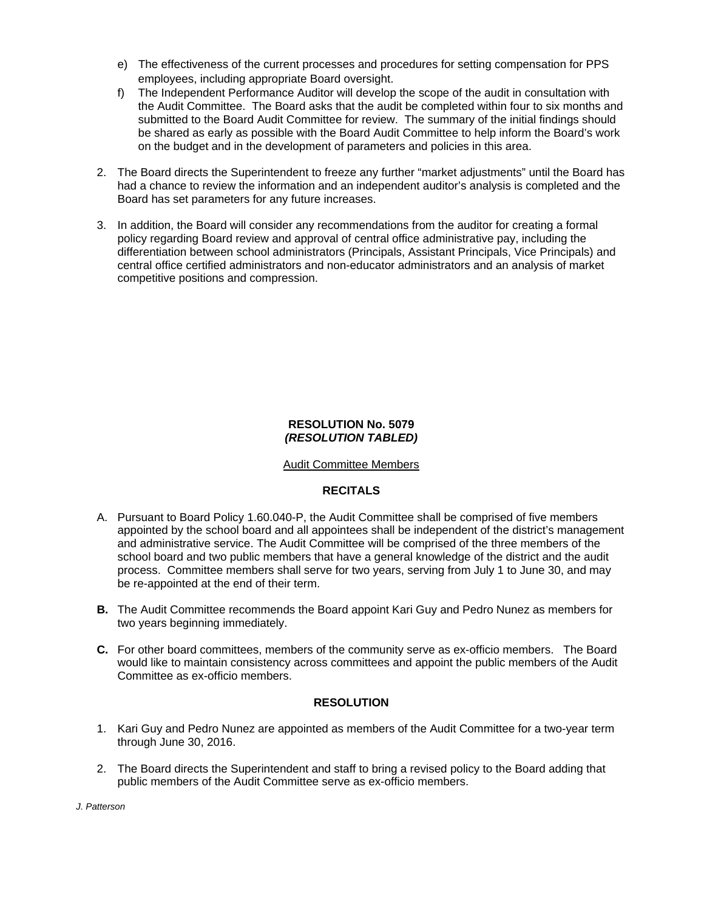e) The effectiveness of the current processes and procedures for setting compensation for PPS employees, including appropriate Board oversight.

f) The Independent Performance Auditor will develop the scope of the audit in consultation with the Audit Committee. The Board asks that the audit be completed within four to six months and submitted to the Board Audit Committee for review. The summary of the initial findings should be shared as early as possible with the Board Audit Committee to help inform the Board's work on the budget and in the development of parameters and policies in this area.

2. The Board directs the Superintendent to freeze any further "market adjustments" until the Board has had a chance to review the information and an independent auditor's analysis is completed and the Board has set parameters for any future increases.

3. In addition, the Board will consider any recommendations from the auditor for creating a formal policy regarding Board review and approval of central office administrative pay, including the differentiation between school administrators (Principals, Assistant Principals, Vice Principals) and central office certified administrators and non-educator administrators and an analysis of market competitive positions and compression.

**RESOLUTION No. 5079**
***(RESOLUTION TABLED)***

Audit Committee Members

**RECITALS**

A. Pursuant to Board Policy 1.60.040-P, the Audit Committee shall be comprised of five members appointed by the school board and all appointees shall be independent of the district's management and administrative service. The Audit Committee will be comprised of the three members of the school board and two public members that have a general knowledge of the district and the audit process. Committee members shall serve for two years, serving from July 1 to June 30, and may be re-appointed at the end of their term.

**B.** The Audit Committee recommends the Board appoint Kari Guy and Pedro Nunez as members for two years beginning immediately.

**C.** For other board committees, members of the community serve as ex-officio members. The Board would like to maintain consistency across committees and appoint the public members of the Audit Committee as ex-officio members.

**RESOLUTION**

1. Kari Guy and Pedro Nunez are appointed as members of the Audit Committee for a two-year term through June 30, 2016.

2. The Board directs the Superintendent and staff to bring a revised policy to the Board adding that public members of the Audit Committee serve as ex-officio members.

*J. Patterson*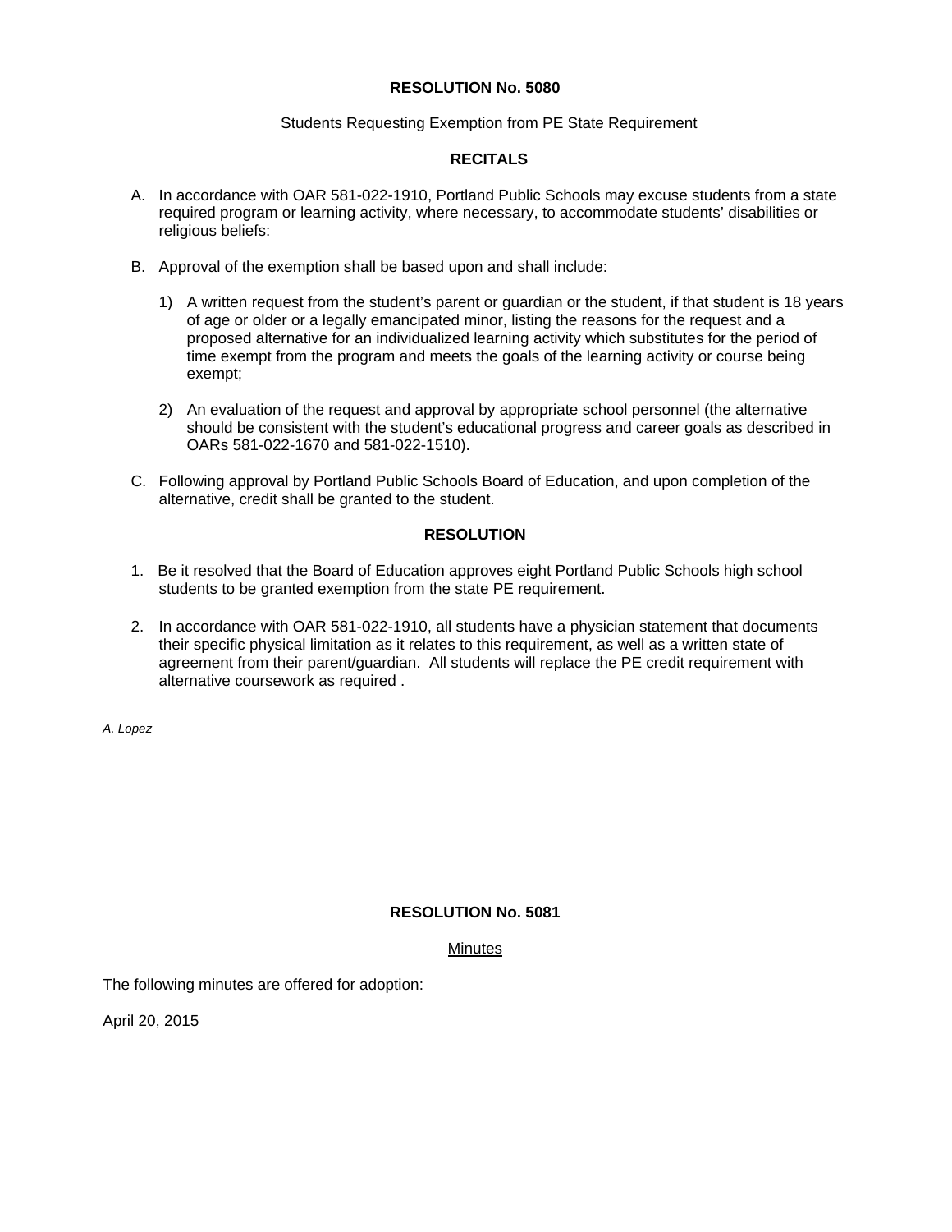**RESOLUTION No. 5080**

Students Requesting Exemption from PE State Requirement

**RECITALS**

A. In accordance with OAR 581-022-1910, Portland Public Schools may excuse students from a state required program or learning activity, where necessary, to accommodate students' disabilities or religious beliefs:

B. Approval of the exemption shall be based upon and shall include:

   1) A written request from the student's parent or guardian or the student, if that student is 18 years of age or older or a legally emancipated minor, listing the reasons for the request and a proposed alternative for an individualized learning activity which substitutes for the period of time exempt from the program and meets the goals of the learning activity or course being exempt;

   2) An evaluation of the request and approval by appropriate school personnel (the alternative should be consistent with the student's educational progress and career goals as described in OARs 581-022-1670 and 581-022-1510).

C. Following approval by Portland Public Schools Board of Education, and upon completion of the alternative, credit shall be granted to the student.

**RESOLUTION**

1. Be it resolved that the Board of Education approves eight Portland Public Schools high school students to be granted exemption from the state PE requirement.

2. In accordance with OAR 581-022-1910, all students have a physician statement that documents their specific physical limitation as it relates to this requirement, as well as a written state of agreement from their parent/guardian. All students will replace the PE credit requirement with alternative coursework as required .

*A. Lopez*

**RESOLUTION No. 5081**

Minutes

The following minutes are offered for adoption:

April 20, 2015